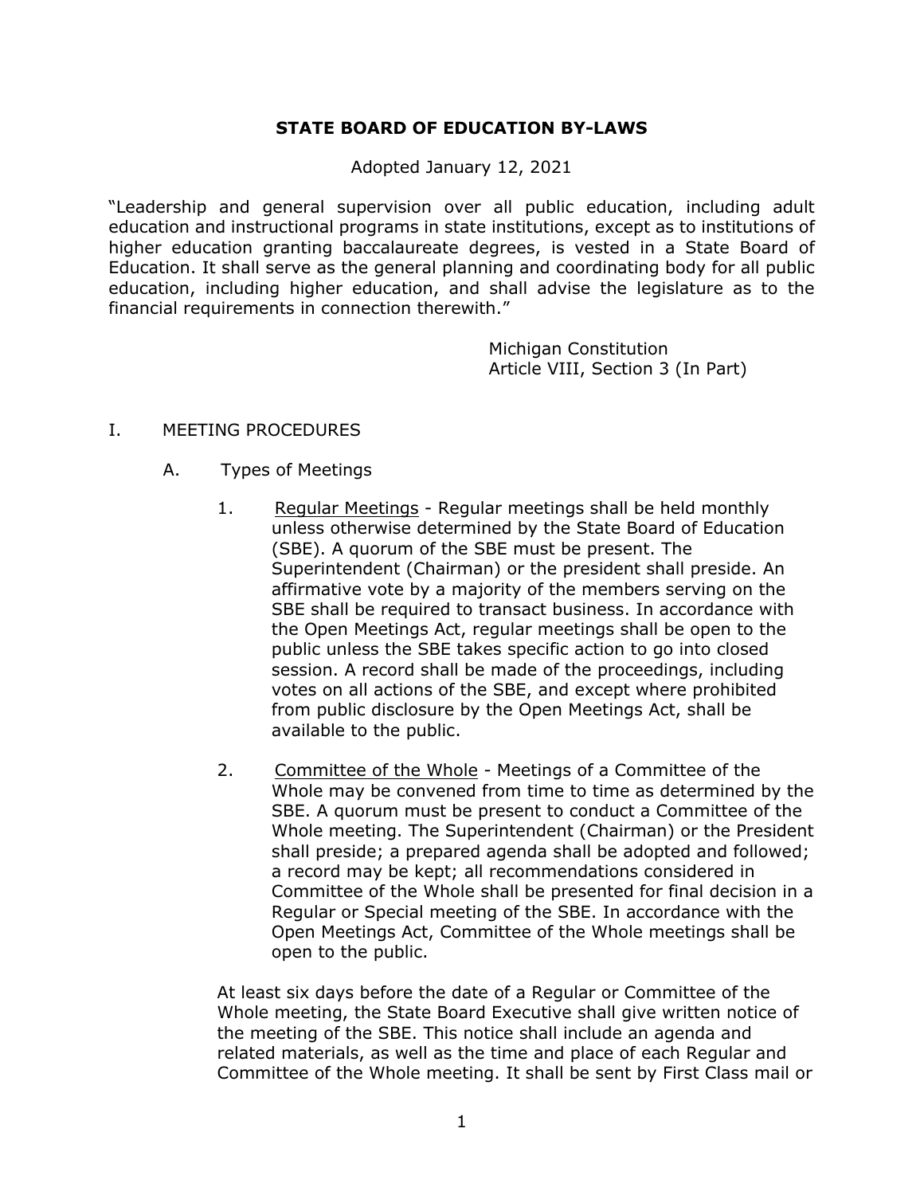# STATE BOARD OF EDUCATION BY-LAWS

Adopted January 12, 2021

"Leadership and general supervision over all public education, including adult education and instructional programs in state institutions, except as to institutions of higher education granting baccalaureate degrees, is vested in a State Board of Education. It shall serve as the general planning and coordinating body for all public education, including higher education, and shall advise the legislature as to the financial requirements in connection therewith."

Michigan Constitution
Article VIII, Section 3 (In Part)

## I. MEETING PROCEDURES

### A. Types of Meetings

1. Regular Meetings - Regular meetings shall be held monthly unless otherwise determined by the State Board of Education (SBE). A quorum of the SBE must be present. The Superintendent (Chairman) or the president shall preside. An affirmative vote by a majority of the members serving on the SBE shall be required to transact business. In accordance with the Open Meetings Act, regular meetings shall be open to the public unless the SBE takes specific action to go into closed session. A record shall be made of the proceedings, including votes on all actions of the SBE, and except where prohibited from public disclosure by the Open Meetings Act, shall be available to the public.

2. Committee of the Whole - Meetings of a Committee of the Whole may be convened from time to time as determined by the SBE. A quorum must be present to conduct a Committee of the Whole meeting. The Superintendent (Chairman) or the President shall preside; a prepared agenda shall be adopted and followed; a record may be kept; all recommendations considered in Committee of the Whole shall be presented for final decision in a Regular or Special meeting of the SBE. In accordance with the Open Meetings Act, Committee of the Whole meetings shall be open to the public.

At least six days before the date of a Regular or Committee of the Whole meeting, the State Board Executive shall give written notice of the meeting of the SBE. This notice shall include an agenda and related materials, as well as the time and place of each Regular and Committee of the Whole meeting. It shall be sent by First Class mail or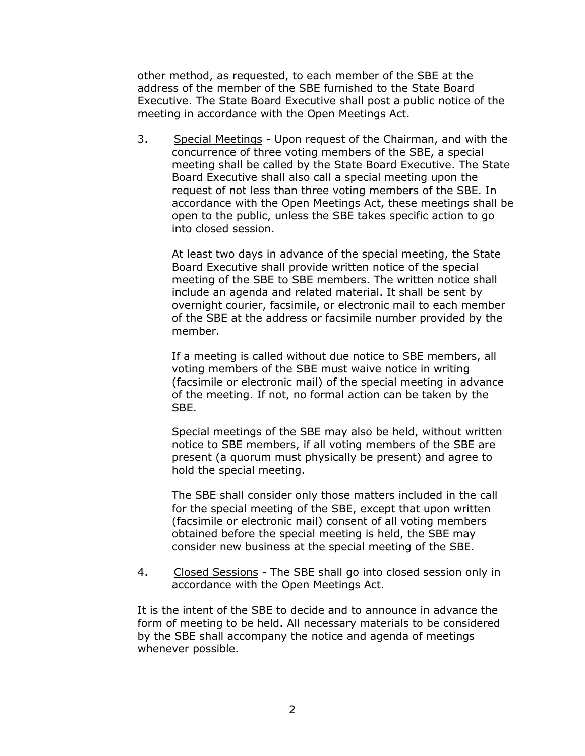other method, as requested, to each member of the SBE at the address of the member of the SBE furnished to the State Board Executive. The State Board Executive shall post a public notice of the meeting in accordance with the Open Meetings Act.

3. <u>Special Meetings</u> - Upon request of the Chairman, and with the concurrence of three voting members of the SBE, a special meeting shall be called by the State Board Executive. The State Board Executive shall also call a special meeting upon the request of not less than three voting members of the SBE. In accordance with the Open Meetings Act, these meetings shall be open to the public, unless the SBE takes specific action to go into closed session.

   At least two days in advance of the special meeting, the State Board Executive shall provide written notice of the special meeting of the SBE to SBE members. The written notice shall include an agenda and related material. It shall be sent by overnight courier, facsimile, or electronic mail to each member of the SBE at the address or facsimile number provided by the member.

   If a meeting is called without due notice to SBE members, all voting members of the SBE must waive notice in writing (facsimile or electronic mail) of the special meeting in advance of the meeting. If not, no formal action can be taken by the SBE.

   Special meetings of the SBE may also be held, without written notice to SBE members, if all voting members of the SBE are present (a quorum must physically be present) and agree to hold the special meeting.

   The SBE shall consider only those matters included in the call for the special meeting of the SBE, except that upon written (facsimile or electronic mail) consent of all voting members obtained before the special meeting is held, the SBE may consider new business at the special meeting of the SBE.

4. <u>Closed Sessions</u> - The SBE shall go into closed session only in accordance with the Open Meetings Act.

It is the intent of the SBE to decide and to announce in advance the form of meeting to be held. All necessary materials to be considered by the SBE shall accompany the notice and agenda of meetings whenever possible.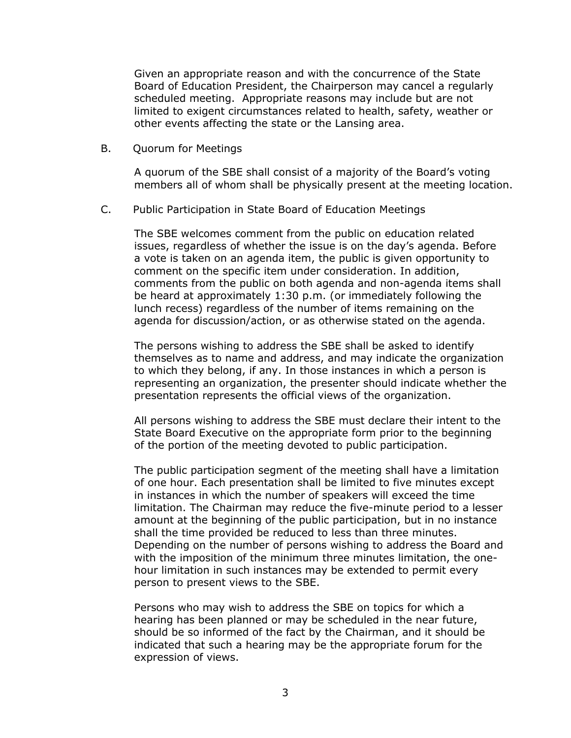Given an appropriate reason and with the concurrence of the State Board of Education President, the Chairperson may cancel a regularly scheduled meeting. Appropriate reasons may include but are not limited to exigent circumstances related to health, safety, weather or other events affecting the state or the Lansing area.

B. Quorum for Meetings

A quorum of the SBE shall consist of a majority of the Board's voting members all of whom shall be physically present at the meeting location.

C. Public Participation in State Board of Education Meetings

The SBE welcomes comment from the public on education related issues, regardless of whether the issue is on the day's agenda. Before a vote is taken on an agenda item, the public is given opportunity to comment on the specific item under consideration. In addition, comments from the public on both agenda and non-agenda items shall be heard at approximately 1:30 p.m. (or immediately following the lunch recess) regardless of the number of items remaining on the agenda for discussion/action, or as otherwise stated on the agenda.

The persons wishing to address the SBE shall be asked to identify themselves as to name and address, and may indicate the organization to which they belong, if any. In those instances in which a person is representing an organization, the presenter should indicate whether the presentation represents the official views of the organization.

All persons wishing to address the SBE must declare their intent to the State Board Executive on the appropriate form prior to the beginning of the portion of the meeting devoted to public participation.

The public participation segment of the meeting shall have a limitation of one hour. Each presentation shall be limited to five minutes except in instances in which the number of speakers will exceed the time limitation. The Chairman may reduce the five-minute period to a lesser amount at the beginning of the public participation, but in no instance shall the time provided be reduced to less than three minutes. Depending on the number of persons wishing to address the Board and with the imposition of the minimum three minutes limitation, the one-hour limitation in such instances may be extended to permit every person to present views to the SBE.

Persons who may wish to address the SBE on topics for which a hearing has been planned or may be scheduled in the near future, should be so informed of the fact by the Chairman, and it should be indicated that such a hearing may be the appropriate forum for the expression of views.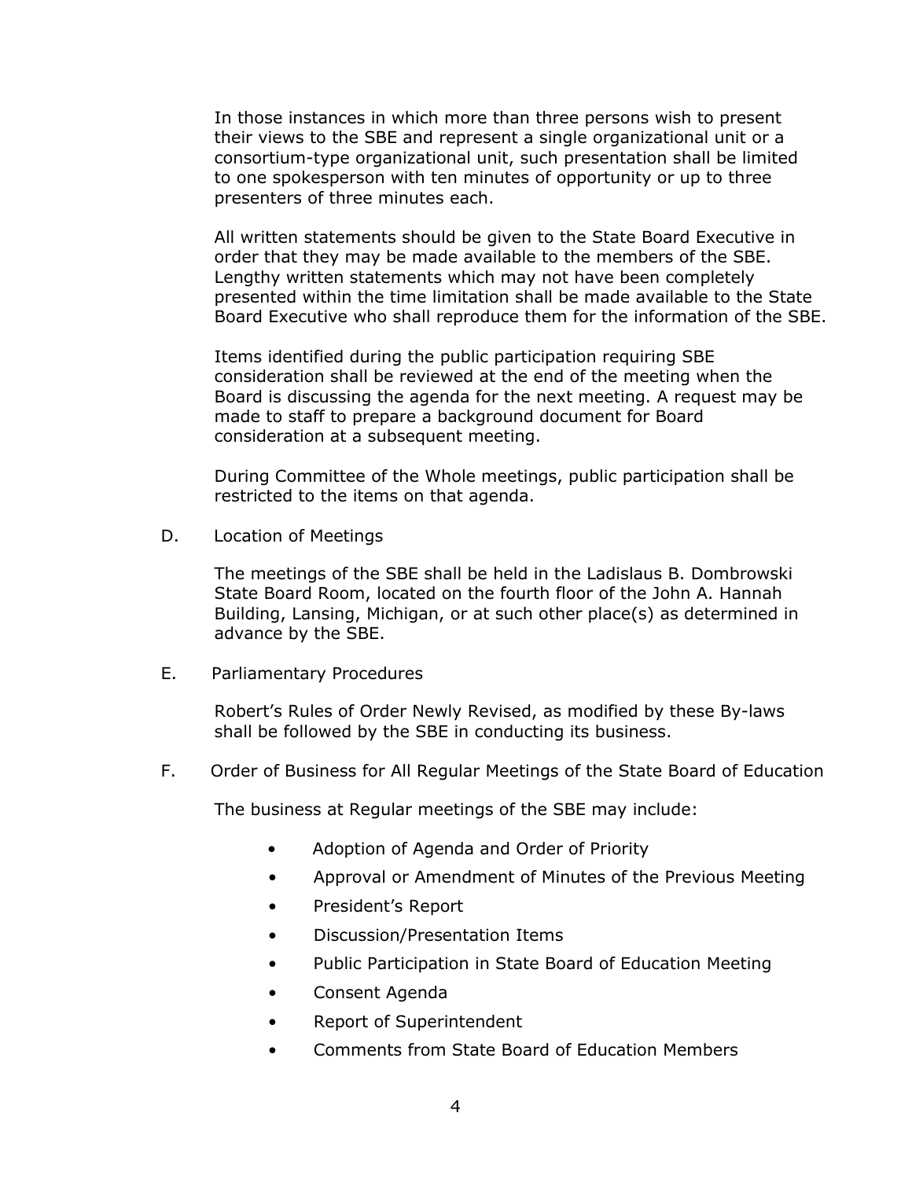In those instances in which more than three persons wish to present their views to the SBE and represent a single organizational unit or a consortium-type organizational unit, such presentation shall be limited to one spokesperson with ten minutes of opportunity or up to three presenters of three minutes each.

All written statements should be given to the State Board Executive in order that they may be made available to the members of the SBE. Lengthy written statements which may not have been completely presented within the time limitation shall be made available to the State Board Executive who shall reproduce them for the information of the SBE.

Items identified during the public participation requiring SBE consideration shall be reviewed at the end of the meeting when the Board is discussing the agenda for the next meeting. A request may be made to staff to prepare a background document for Board consideration at a subsequent meeting.

During Committee of the Whole meetings, public participation shall be restricted to the items on that agenda.

D. Location of Meetings

The meetings of the SBE shall be held in the Ladislaus B. Dombrowski State Board Room, located on the fourth floor of the John A. Hannah Building, Lansing, Michigan, or at such other place(s) as determined in advance by the SBE.

E. Parliamentary Procedures

Robert's Rules of Order Newly Revised, as modified by these By-laws shall be followed by the SBE in conducting its business.

F. Order of Business for All Regular Meetings of the State Board of Education

The business at Regular meetings of the SBE may include:

- Adoption of Agenda and Order of Priority
- Approval or Amendment of Minutes of the Previous Meeting
- President's Report
- Discussion/Presentation Items
- Public Participation in State Board of Education Meeting
- Consent Agenda
- Report of Superintendent
- Comments from State Board of Education Members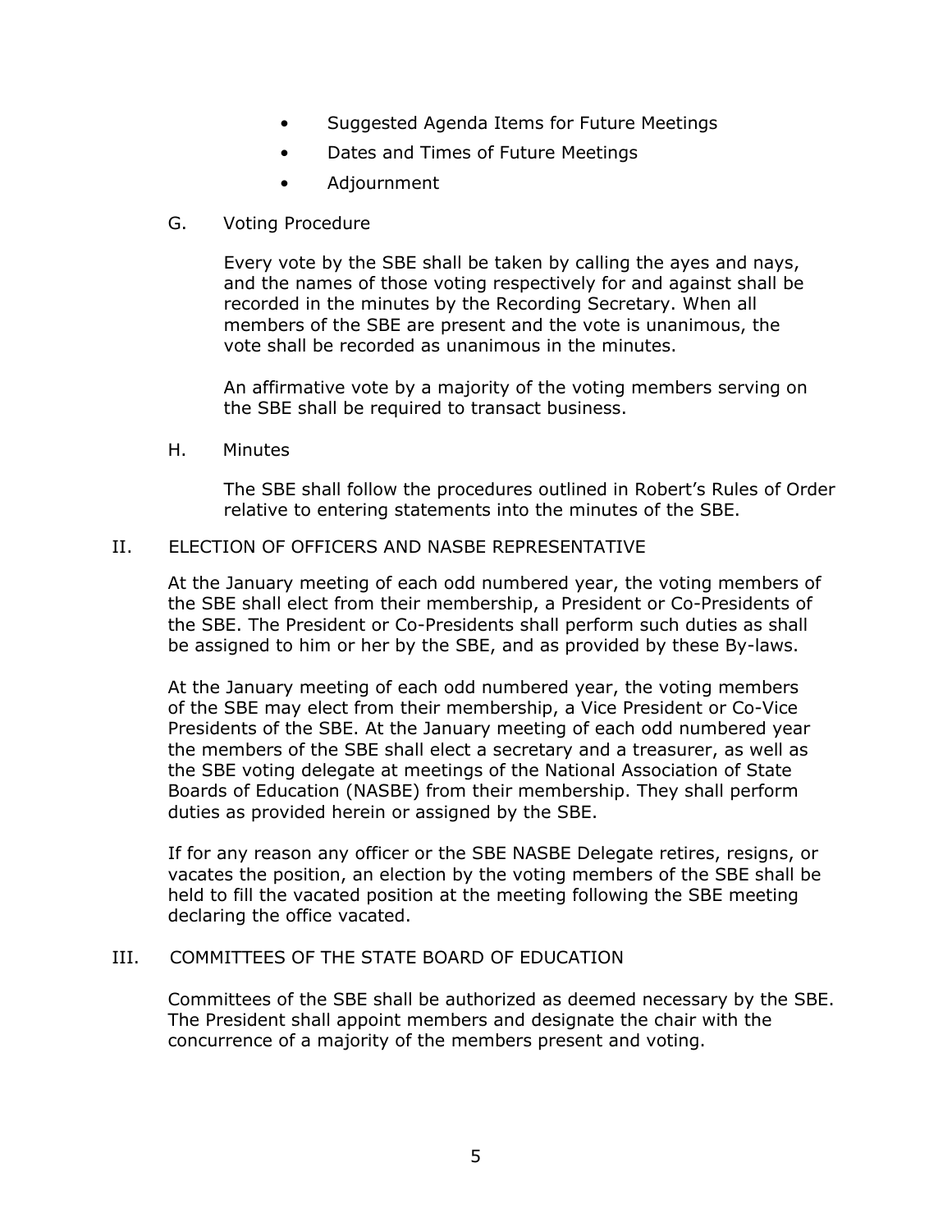- Suggested Agenda Items for Future Meetings
- Dates and Times of Future Meetings
- Adjournment

### G. Voting Procedure

Every vote by the SBE shall be taken by calling the ayes and nays, and the names of those voting respectively for and against shall be recorded in the minutes by the Recording Secretary. When all members of the SBE are present and the vote is unanimous, the vote shall be recorded as unanimous in the minutes.

An affirmative vote by a majority of the voting members serving on the SBE shall be required to transact business.

### H. Minutes

The SBE shall follow the procedures outlined in Robert's Rules of Order relative to entering statements into the minutes of the SBE.

## II. ELECTION OF OFFICERS AND NASBE REPRESENTATIVE

At the January meeting of each odd numbered year, the voting members of the SBE shall elect from their membership, a President or Co-Presidents of the SBE. The President or Co-Presidents shall perform such duties as shall be assigned to him or her by the SBE, and as provided by these By-laws.

At the January meeting of each odd numbered year, the voting members of the SBE may elect from their membership, a Vice President or Co-Vice Presidents of the SBE. At the January meeting of each odd numbered year the members of the SBE shall elect a secretary and a treasurer, as well as the SBE voting delegate at meetings of the National Association of State Boards of Education (NASBE) from their membership. They shall perform duties as provided herein or assigned by the SBE.

If for any reason any officer or the SBE NASBE Delegate retires, resigns, or vacates the position, an election by the voting members of the SBE shall be held to fill the vacated position at the meeting following the SBE meeting declaring the office vacated.

## III. COMMITTEES OF THE STATE BOARD OF EDUCATION

Committees of the SBE shall be authorized as deemed necessary by the SBE. The President shall appoint members and designate the chair with the concurrence of a majority of the members present and voting.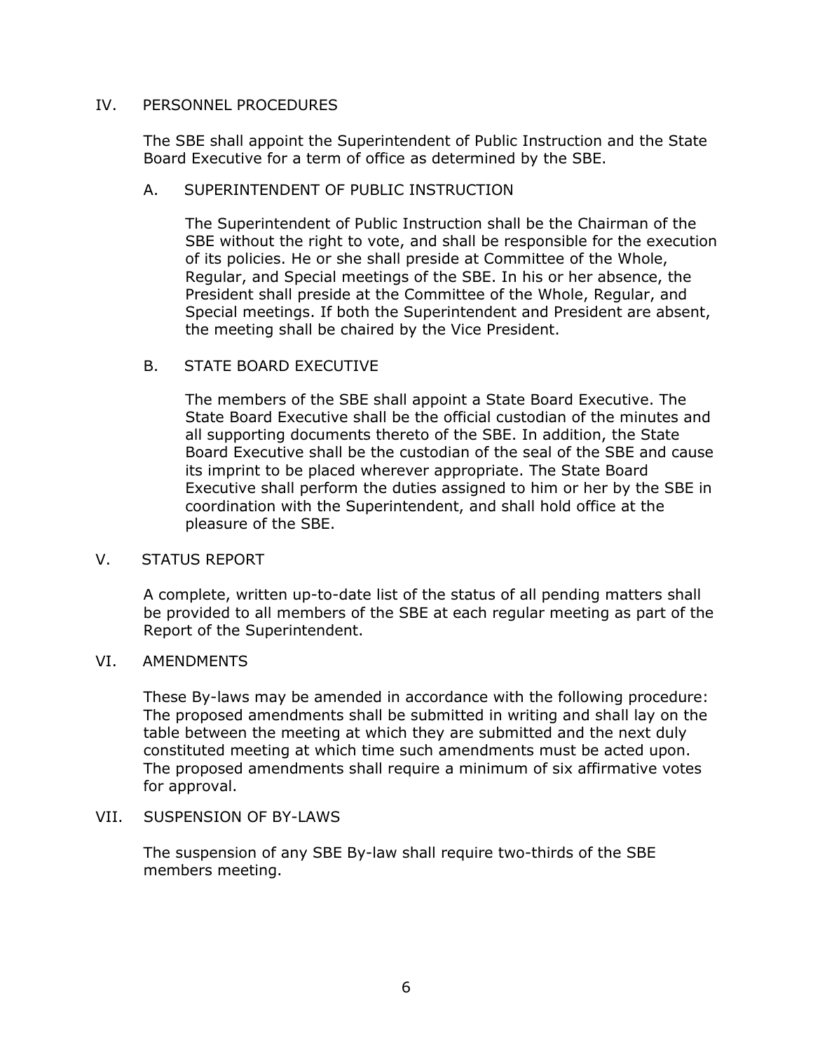## IV. PERSONNEL PROCEDURES

The SBE shall appoint the Superintendent of Public Instruction and the State Board Executive for a term of office as determined by the SBE.

### A. SUPERINTENDENT OF PUBLIC INSTRUCTION

The Superintendent of Public Instruction shall be the Chairman of the SBE without the right to vote, and shall be responsible for the execution of its policies. He or she shall preside at Committee of the Whole, Regular, and Special meetings of the SBE. In his or her absence, the President shall preside at the Committee of the Whole, Regular, and Special meetings. If both the Superintendent and President are absent, the meeting shall be chaired by the Vice President.

### B. STATE BOARD EXECUTIVE

The members of the SBE shall appoint a State Board Executive. The State Board Executive shall be the official custodian of the minutes and all supporting documents thereto of the SBE. In addition, the State Board Executive shall be the custodian of the seal of the SBE and cause its imprint to be placed wherever appropriate. The State Board Executive shall perform the duties assigned to him or her by the SBE in coordination with the Superintendent, and shall hold office at the pleasure of the SBE.

## V. STATUS REPORT

A complete, written up-to-date list of the status of all pending matters shall be provided to all members of the SBE at each regular meeting as part of the Report of the Superintendent.

## VI. AMENDMENTS

These By-laws may be amended in accordance with the following procedure: The proposed amendments shall be submitted in writing and shall lay on the table between the meeting at which they are submitted and the next duly constituted meeting at which time such amendments must be acted upon. The proposed amendments shall require a minimum of six affirmative votes for approval.

## VII. SUSPENSION OF BY-LAWS

The suspension of any SBE By-law shall require two-thirds of the SBE members meeting.